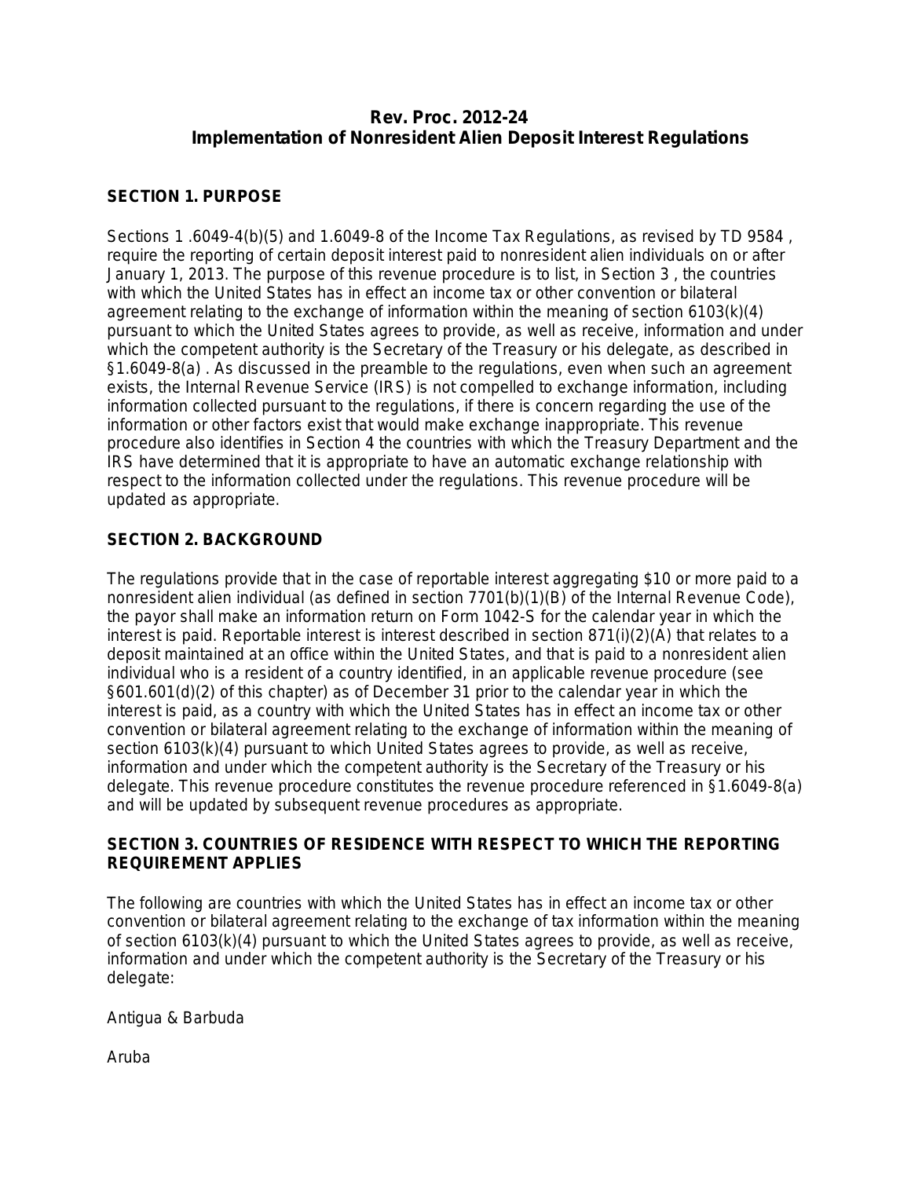# Rev. Proc. 2012-24
# Implementation of Nonresident Alien Deposit Interest Regulations

## SECTION 1. PURPOSE

Sections 1 .6049-4(b)(5) and 1.6049-8 of the Income Tax Regulations, as revised by TD 9584 , require the reporting of certain deposit interest paid to nonresident alien individuals on or after January 1, 2013. The purpose of this revenue procedure is to list, in Section 3 , the countries with which the United States has in effect an income tax or other convention or bilateral agreement relating to the exchange of information within the meaning of section 6103(k)(4) pursuant to which the United States agrees to provide, as well as receive, information and under which the competent authority is the Secretary of the Treasury or his delegate, as described in §1.6049-8(a) . As discussed in the preamble to the regulations, even when such an agreement exists, the Internal Revenue Service (IRS) is not compelled to exchange information, including information collected pursuant to the regulations, if there is concern regarding the use of the information or other factors exist that would make exchange inappropriate. This revenue procedure also identifies in Section 4 the countries with which the Treasury Department and the IRS have determined that it is appropriate to have an automatic exchange relationship with respect to the information collected under the regulations. This revenue procedure will be updated as appropriate.

## SECTION 2. BACKGROUND

The regulations provide that in the case of reportable interest aggregating $10 or more paid to a nonresident alien individual (as defined in section 7701(b)(1)(B) of the Internal Revenue Code), the payor shall make an information return on Form 1042-S for the calendar year in which the interest is paid. Reportable interest is interest described in section 871(i)(2)(A) that relates to a deposit maintained at an office within the United States, and that is paid to a nonresident alien individual who is a resident of a country identified, in an applicable revenue procedure (see §601.601(d)(2) of this chapter) as of December 31 prior to the calendar year in which the interest is paid, as a country with which the United States has in effect an income tax or other convention or bilateral agreement relating to the exchange of information within the meaning of section 6103(k)(4) pursuant to which United States agrees to provide, as well as receive, information and under which the competent authority is the Secretary of the Treasury or his delegate. This revenue procedure constitutes the revenue procedure referenced in §1.6049-8(a) and will be updated by subsequent revenue procedures as appropriate.

## SECTION 3. COUNTRIES OF RESIDENCE WITH RESPECT TO WHICH THE REPORTING REQUIREMENT APPLIES

The following are countries with which the United States has in effect an income tax or other convention or bilateral agreement relating to the exchange of tax information within the meaning of section 6103(k)(4) pursuant to which the United States agrees to provide, as well as receive, information and under which the competent authority is the Secretary of the Treasury or his delegate:

Antigua & Barbuda

Aruba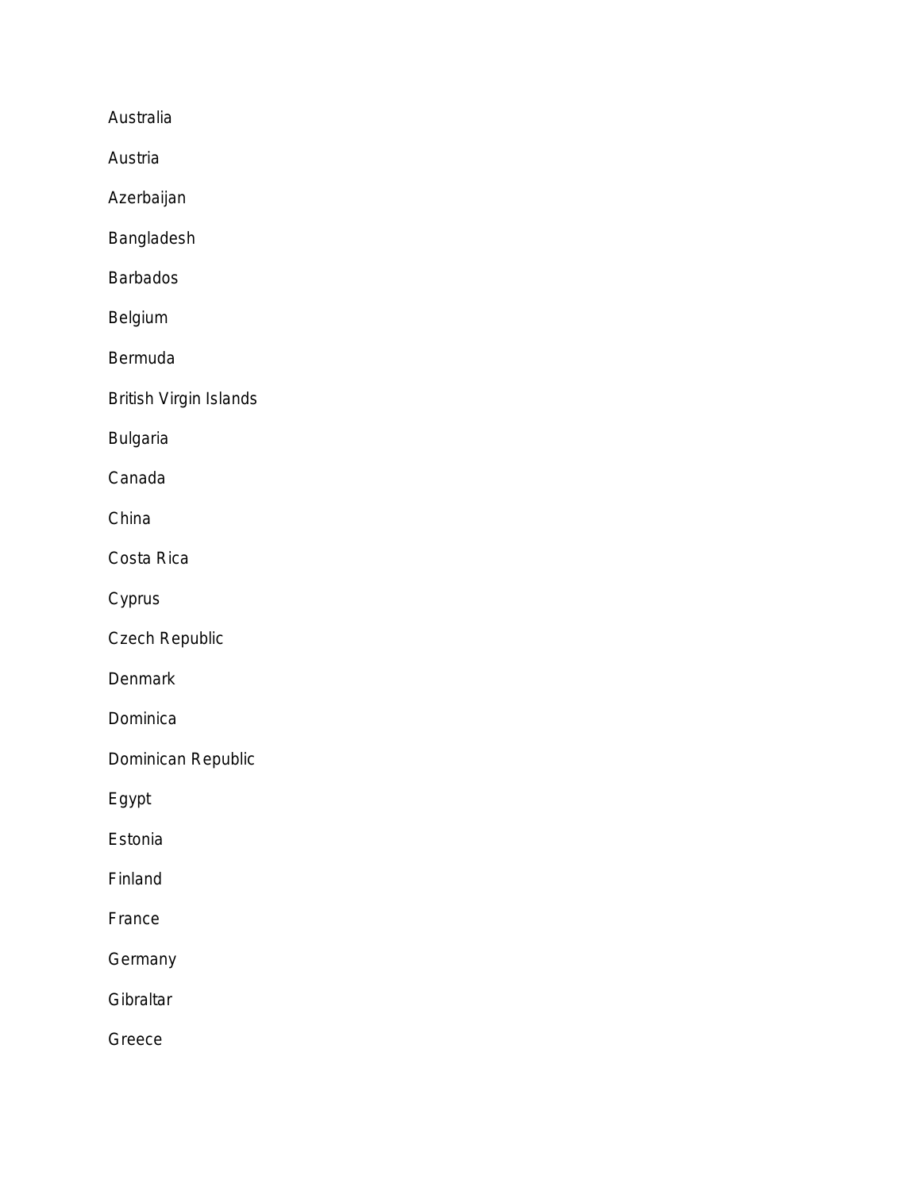Australia

Austria

Azerbaijan

Bangladesh

Barbados

Belgium

Bermuda

British Virgin Islands

Bulgaria

Canada

China

Costa Rica

Cyprus

Czech Republic

Denmark

Dominica

Dominican Republic

Egypt

Estonia

Finland

France

Germany

Gibraltar

Greece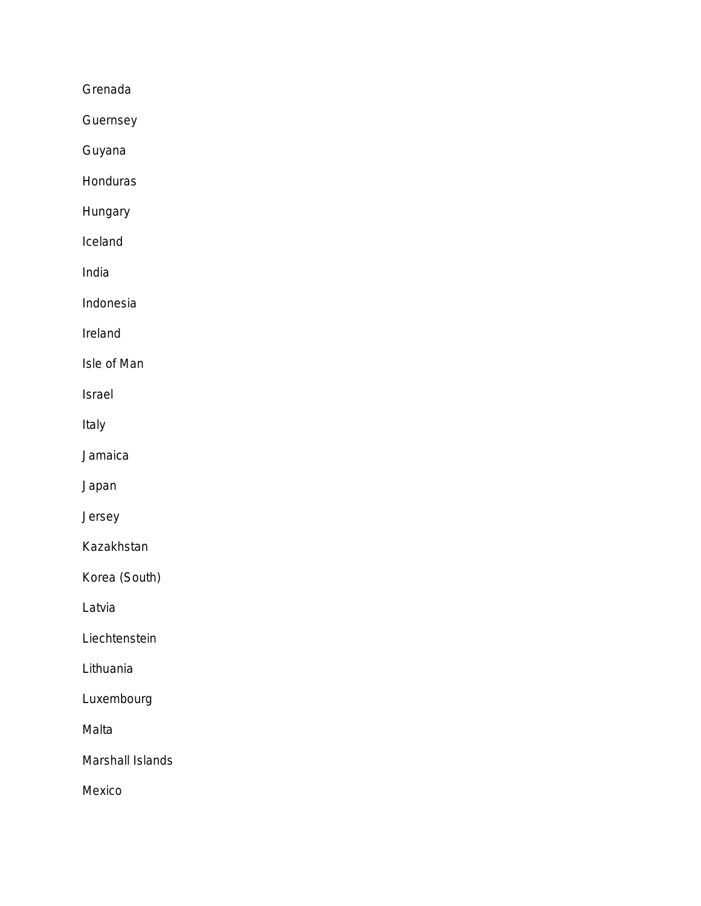Grenada

Guernsey

Guyana

Honduras

Hungary

Iceland

India

Indonesia

Ireland

Isle of Man

Israel

Italy

Jamaica

Japan

Jersey

Kazakhstan

Korea (South)

Latvia

Liechtenstein

Lithuania

Luxembourg

Malta

Marshall Islands

Mexico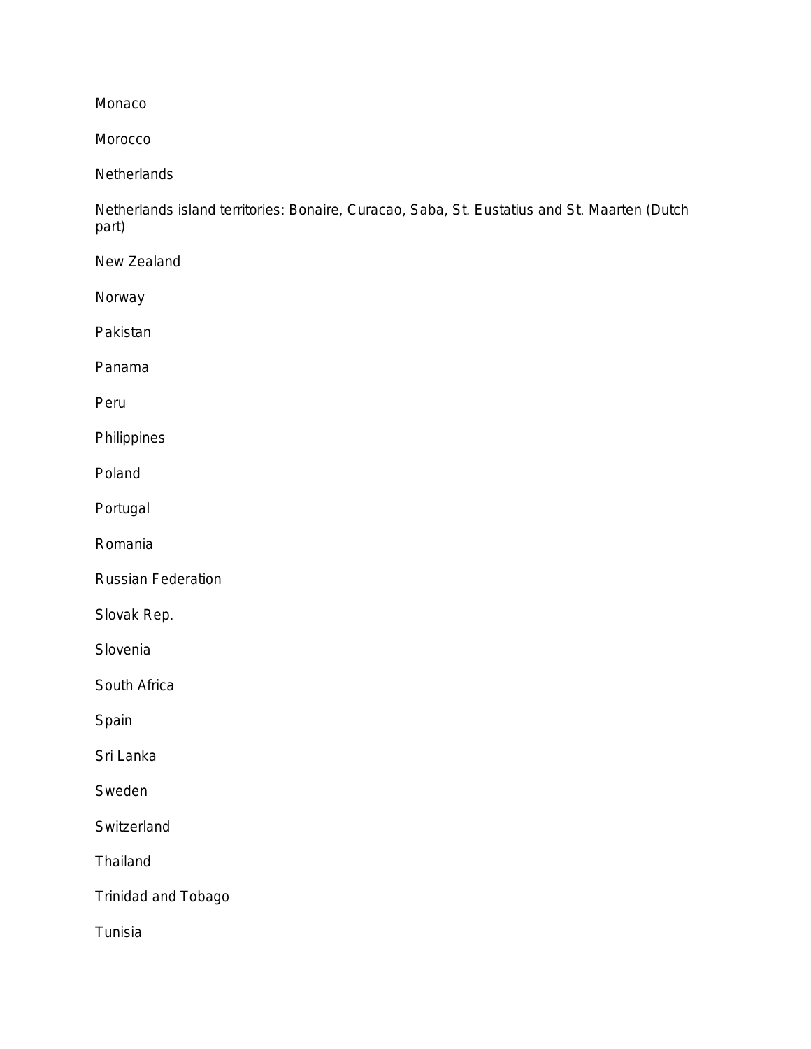Monaco

Morocco

Netherlands

Netherlands island territories: Bonaire, Curacao, Saba, St. Eustatius and St. Maarten (Dutch part)

New Zealand

Norway

Pakistan

Panama

Peru

Philippines

Poland

Portugal

Romania

Russian Federation

Slovak Rep.

Slovenia

South Africa

Spain

Sri Lanka

Sweden

Switzerland

Thailand

Trinidad and Tobago

Tunisia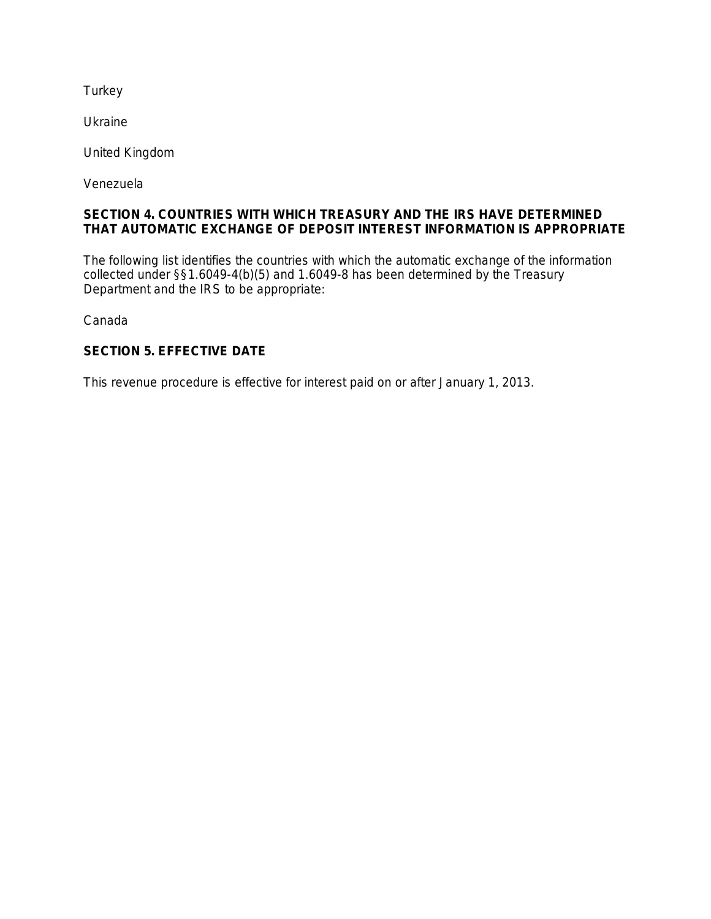Turkey

Ukraine

United Kingdom

Venezuela

## SECTION 4. COUNTRIES WITH WHICH TREASURY AND THE IRS HAVE DETERMINED THAT AUTOMATIC EXCHANGE OF DEPOSIT INTEREST INFORMATION IS APPROPRIATE

The following list identifies the countries with which the automatic exchange of the information collected under §§1.6049-4(b)(5) and 1.6049-8 has been determined by the Treasury Department and the IRS to be appropriate:

Canada

## SECTION 5. EFFECTIVE DATE

This revenue procedure is effective for interest paid on or after January 1, 2013.